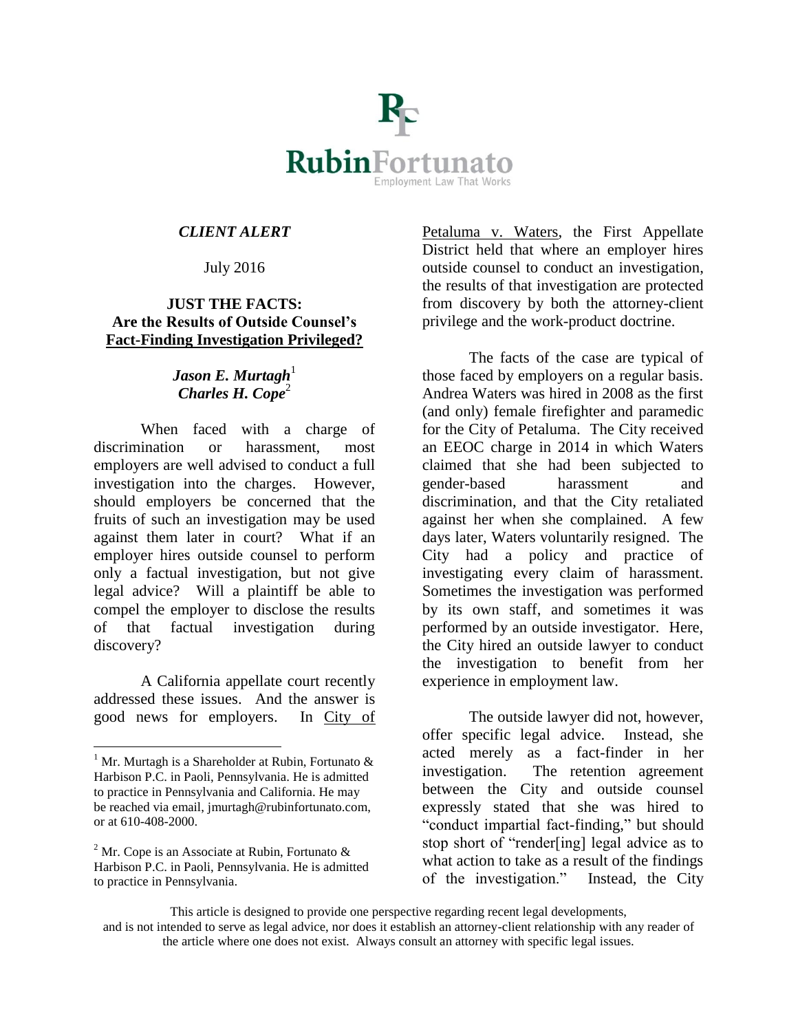RubinFortunato

Employment Law That Works

*CLIENT ALERT*

July 2016

**JUST THE FACTS: Are the Results of Outside Counsel's Fact-Finding Investigation Privileged?**

***Jason E. Murtagh***[1]
***Charles H. Cope***[2]

When faced with a charge of discrimination or harassment, most employers are well advised to conduct a full investigation into the charges. However, should employers be concerned that the fruits of such an investigation may be used against them later in court? What if an employer hires outside counsel to perform only a factual investigation, but not give legal advice? Will a plaintiff be able to compel the employer to disclose the results of that factual investigation during discovery?

A California appellate court recently addressed these issues. And the answer is good news for employers. In City of Petaluma v. Waters, the First Appellate District held that where an employer hires outside counsel to conduct an investigation, the results of that investigation are protected from discovery by both the attorney-client privilege and the work-product doctrine.

The facts of the case are typical of those faced by employers on a regular basis. Andrea Waters was hired in 2008 as the first (and only) female firefighter and paramedic for the City of Petaluma. The City received an EEOC charge in 2014 in which Waters claimed that she had been subjected to gender-based harassment and discrimination, and that the City retaliated against her when she complained. A few days later, Waters voluntarily resigned. The City had a policy and practice of investigating every claim of harassment. Sometimes the investigation was performed by its own staff, and sometimes it was performed by an outside investigator. Here, the City hired an outside lawyer to conduct the investigation to benefit from her experience in employment law.

The outside lawyer did not, however, offer specific legal advice. Instead, she acted merely as a fact-finder in her investigation. The retention agreement between the City and outside counsel expressly stated that she was hired to "conduct impartial fact-finding," but should stop short of "render[ing] legal advice as to what action to take as a result of the findings of the investigation." Instead, the City

[1] Mr. Murtagh is a Shareholder at Rubin, Fortunato & Harbison P.C. in Paoli, Pennsylvania. He is admitted to practice in Pennsylvania and California. He may be reached via email, jmurtagh@rubinfortunato.com, or at 610-408-2000.

[2] Mr. Cope is an Associate at Rubin, Fortunato & Harbison P.C. in Paoli, Pennsylvania. He is admitted to practice in Pennsylvania.

This article is designed to provide one perspective regarding recent legal developments, and is not intended to serve as legal advice, nor does it establish an attorney-client relationship with any reader of the article where one does not exist. Always consult an attorney with specific legal issues.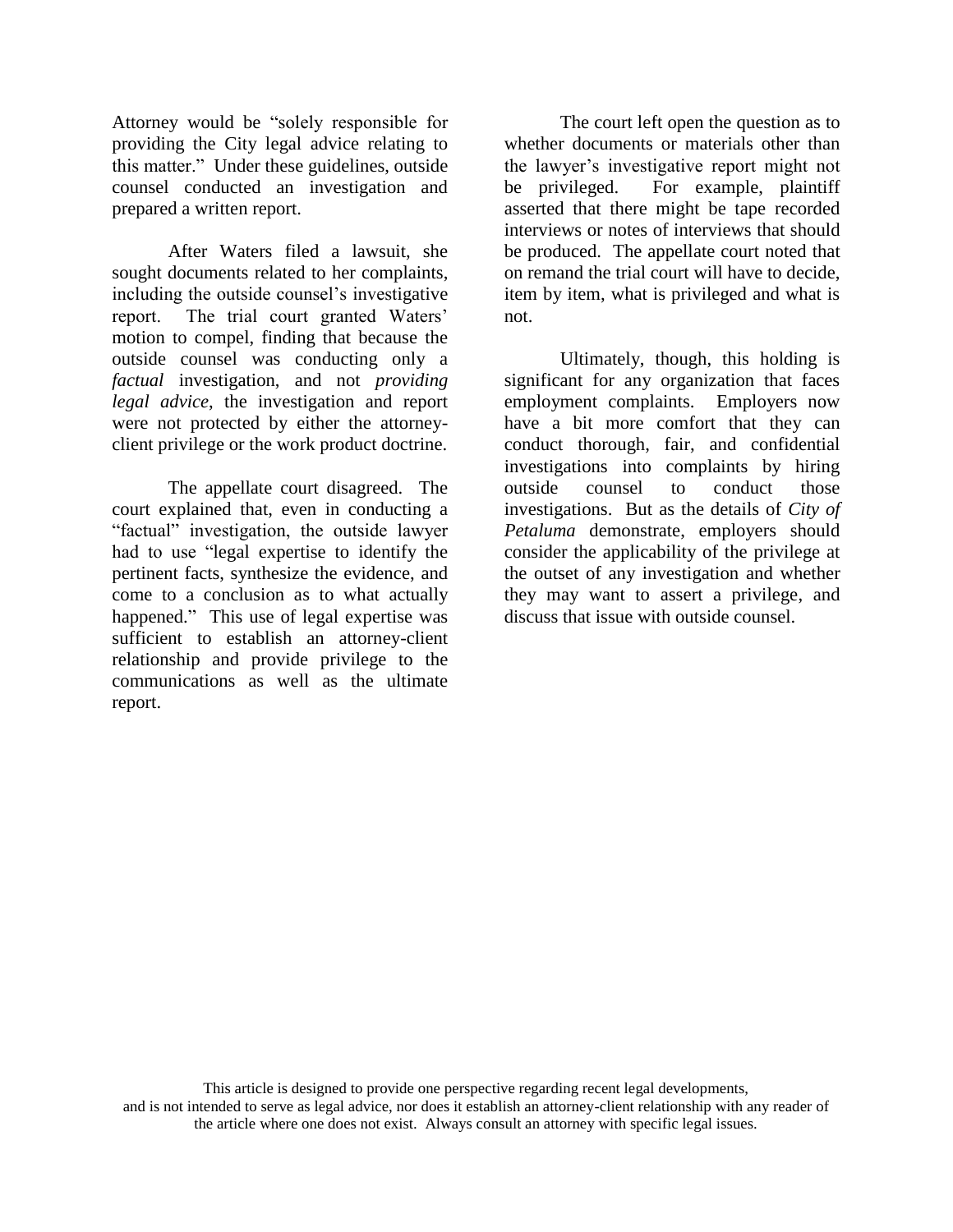Attorney would be "solely responsible for providing the City legal advice relating to this matter." Under these guidelines, outside counsel conducted an investigation and prepared a written report.

After Waters filed a lawsuit, she sought documents related to her complaints, including the outside counsel's investigative report. The trial court granted Waters' motion to compel, finding that because the outside counsel was conducting only a *factual* investigation, and not *providing legal advice*, the investigation and report were not protected by either the attorney-client privilege or the work product doctrine.

The appellate court disagreed. The court explained that, even in conducting a "factual" investigation, the outside lawyer had to use "legal expertise to identify the pertinent facts, synthesize the evidence, and come to a conclusion as to what actually happened." This use of legal expertise was sufficient to establish an attorney-client relationship and provide privilege to the communications as well as the ultimate report.

The court left open the question as to whether documents or materials other than the lawyer's investigative report might not be privileged. For example, plaintiff asserted that there might be tape recorded interviews or notes of interviews that should be produced. The appellate court noted that on remand the trial court will have to decide, item by item, what is privileged and what is not.

Ultimately, though, this holding is significant for any organization that faces employment complaints. Employers now have a bit more comfort that they can conduct thorough, fair, and confidential investigations into complaints by hiring outside counsel to conduct those investigations. But as the details of *City of Petaluma* demonstrate, employers should consider the applicability of the privilege at the outset of any investigation and whether they may want to assert a privilege, and discuss that issue with outside counsel.

This article is designed to provide one perspective regarding recent legal developments, and is not intended to serve as legal advice, nor does it establish an attorney-client relationship with any reader of the article where one does not exist. Always consult an attorney with specific legal issues.